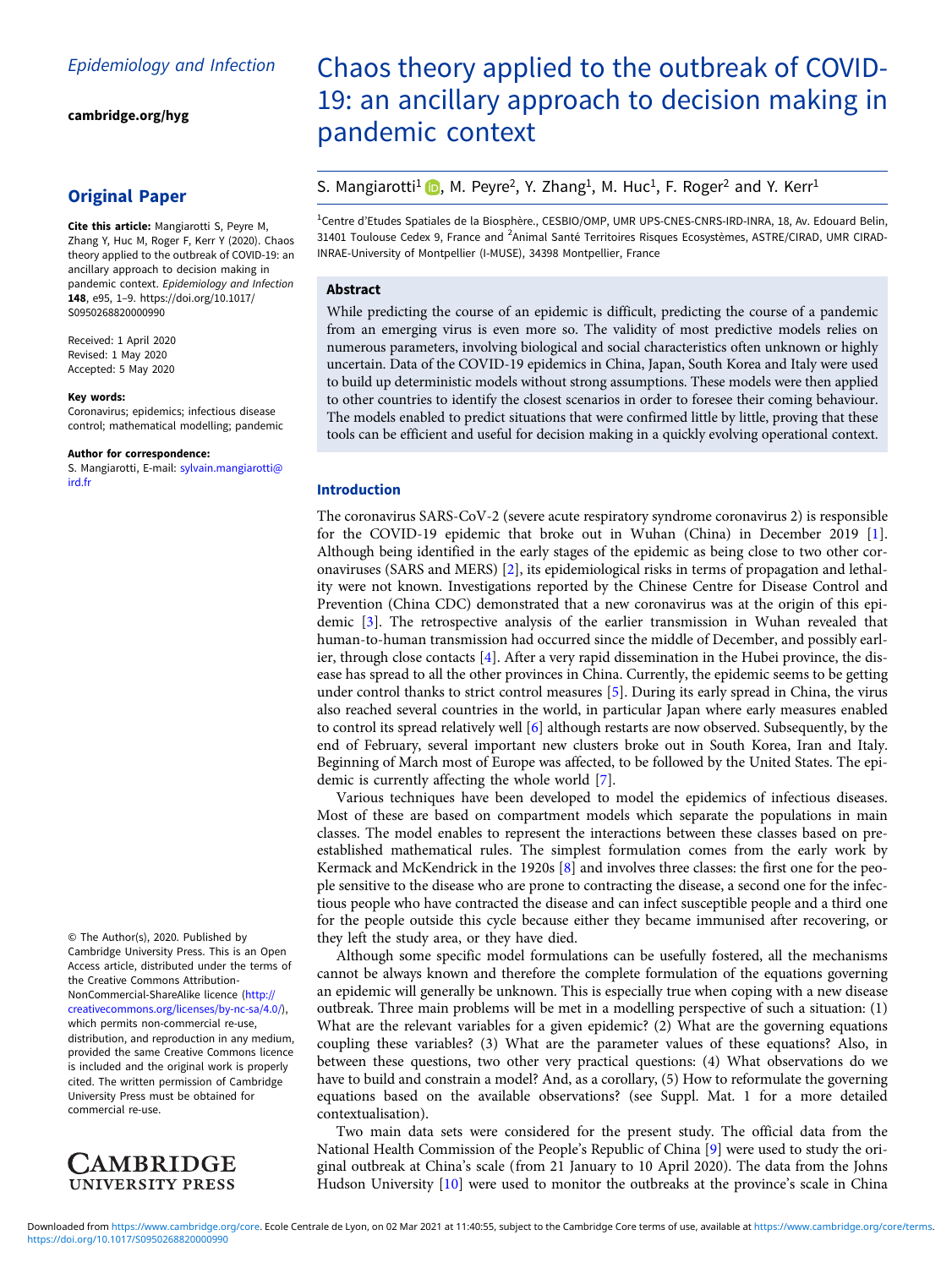Epidemiology and Infection

cambridge.org/hyg

## Original Paper

**Cite this article:** Mangiarotti S, Peyre M, Zhang Y, Huc M, Roger F, Kerr Y (2020). Chaos theory applied to the outbreak of COVID-19: an ancillary approach to decision making in pandemic context. *Epidemiology and Infection* **148**, e95, 1–9. https://doi.org/10.1017/S0950268820000990

Received: 1 April 2020
Revised: 1 May 2020
Accepted: 5 May 2020

**Key words:**
Coronavirus; epidemics; infectious disease control; mathematical modelling; pandemic

**Author for correspondence:**
S. Mangiarotti, E-mail: sylvain.mangiarotti@ird.fr

© The Author(s), 2020. Published by Cambridge University Press. This is an Open Access article, distributed under the terms of the Creative Commons Attribution-NonCommercial-ShareAlike licence (http://creativecommons.org/licenses/by-nc-sa/4.0/), which permits non-commercial re-use, distribution, and reproduction in any medium, provided the same Creative Commons licence is included and the original work is properly cited. The written permission of Cambridge University Press must be obtained for commercial re-use.

# Chaos theory applied to the outbreak of COVID-19: an ancillary approach to decision making in pandemic context

S. Mangiarotti[1], M. Peyre[2], Y. Zhang[1], M. Huc[1], F. Roger[2] and Y. Kerr[1]

[1]Centre d'Etudes Spatiales de la Biosphère., CESBIO/OMP, UMR UPS-CNES-CNRS-IRD-INRA, 18, Av. Edouard Belin, 31401 Toulouse Cedex 9, France and [2]Animal Santé Territoires Risques Ecosystèmes, ASTRE/CIRAD, UMR CIRAD-INRAE-University of Montpellier (I-MUSE), 34398 Montpellier, France

### Abstract

While predicting the course of an epidemic is difficult, predicting the course of a pandemic from an emerging virus is even more so. The validity of most predictive models relies on numerous parameters, involving biological and social characteristics often unknown or highly uncertain. Data of the COVID-19 epidemics in China, Japan, South Korea and Italy were used to build up deterministic models without strong assumptions. These models were then applied to other countries to identify the closest scenarios in order to foresee their coming behaviour. The models enabled to predict situations that were confirmed little by little, proving that these tools can be efficient and useful for decision making in a quickly evolving operational context.

## Introduction

The coronavirus SARS-CoV-2 (severe acute respiratory syndrome coronavirus 2) is responsible for the COVID-19 epidemic that broke out in Wuhan (China) in December 2019 [1]. Although being identified in the early stages of the epidemic as being close to two other coronaviruses (SARS and MERS) [2], its epidemiological risks in terms of propagation and lethality were not known. Investigations reported by the Chinese Centre for Disease Control and Prevention (China CDC) demonstrated that a new coronavirus was at the origin of this epidemic [3]. The retrospective analysis of the earlier transmission in Wuhan revealed that human-to-human transmission had occurred since the middle of December, and possibly earlier, through close contacts [4]. After a very rapid dissemination in the Hubei province, the disease has spread to all the other provinces in China. Currently, the epidemic seems to be getting under control thanks to strict control measures [5]. During its early spread in China, the virus also reached several countries in the world, in particular Japan where early measures enabled to control its spread relatively well [6] although restarts are now observed. Subsequently, by the end of February, several important new clusters broke out in South Korea, Iran and Italy. Beginning of March most of Europe was affected, to be followed by the United States. The epidemic is currently affecting the whole world [7].

Various techniques have been developed to model the epidemics of infectious diseases. Most of these are based on compartment models which separate the populations in main classes. The model enables to represent the interactions between these classes based on pre-established mathematical rules. The simplest formulation comes from the early work by Kermack and McKendrick in the 1920s [8] and involves three classes: the first one for the people sensitive to the disease who are prone to contracting the disease, a second one for the infectious people who have contracted the disease and can infect susceptible people and a third one for the people outside this cycle because either they became immunised after recovering, or they left the study area, or they have died.

Although some specific model formulations can be usefully fostered, all the mechanisms cannot be always known and therefore the complete formulation of the equations governing an epidemic will generally be unknown. This is especially true when coping with a new disease outbreak. Three main problems will be met in a modelling perspective of such a situation: (1) What are the relevant variables for a given epidemic? (2) What are the governing equations coupling these variables? (3) What are the parameter values of these equations? Also, in between these questions, two other very practical questions: (4) What observations do we have to build and constrain a model? And, as a corollary, (5) How to reformulate the governing equations based on the available observations? (see Suppl. Mat. 1 for a more detailed contextualisation).

Two main data sets were considered for the present study. The official data from the National Health Commission of the People's Republic of China [9] were used to study the original outbreak at China's scale (from 21 January to 10 April 2020). The data from the Johns Hudson University [10] were used to monitor the outbreaks at the province's scale in China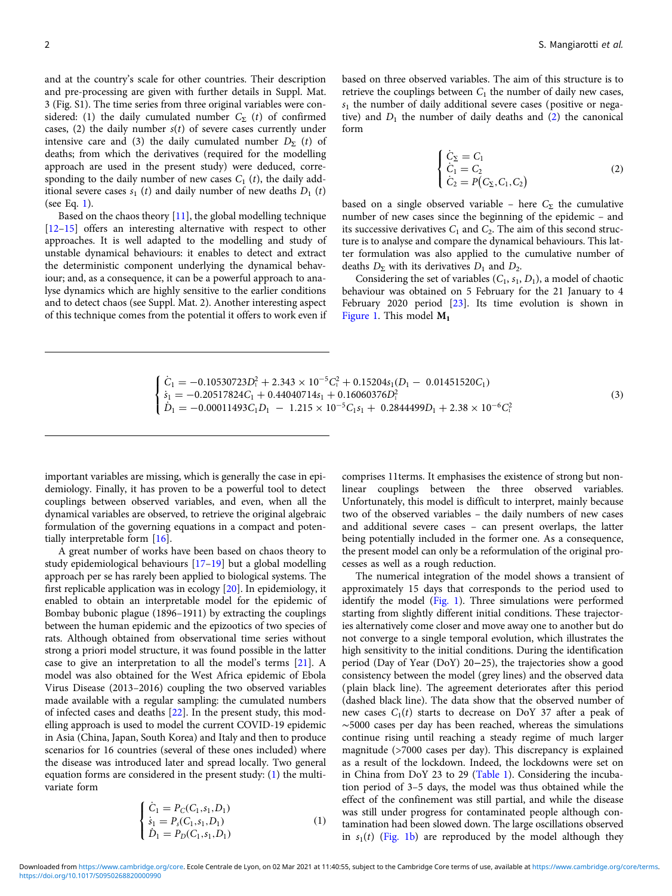and at the country's scale for other countries. Their description and pre-processing are given with further details in Suppl. Mat. 3 (Fig. S1). The time series from three original variables were considered: (1) the daily cumulated number $C_\Sigma$ $(t)$ of confirmed cases, (2) the daily number $s(t)$ of severe cases currently under intensive care and (3) the daily cumulated number $D_\Sigma$ $(t)$ of deaths; from which the derivatives (required for the modelling approach are used in the present study) were deduced, corresponding to the daily number of new cases $C_1$ $(t)$, the daily additional severe cases $s_1$ $(t)$ and daily number of new deaths $D_1$ $(t)$ (see Eq. 1).

Based on the chaos theory [11], the global modelling technique [12–15] offers an interesting alternative with respect to other approaches. It is well adapted to the modelling and study of unstable dynamical behaviours: it enables to detect and extract the deterministic component underlying the dynamical behaviour; and, as a consequence, it can be a powerful approach to analyse dynamics which are highly sensitive to the earlier conditions and to detect chaos (see Suppl. Mat. 2). Another interesting aspect of this technique comes from the potential it offers to work even if important variables are missing, which is generally the case in epidemiology. Finally, it has proven to be a powerful tool to detect couplings between observed variables, and even, when all the dynamical variables are observed, to retrieve the original algebraic formulation of the governing equations in a compact and potentially interpretable form [16].

A great number of works have been based on chaos theory to study epidemiological behaviours [17–19] but a global modelling approach per se has rarely been applied to biological systems. The first replicable application was in ecology [20]. In epidemiology, it enabled to obtain an interpretable model for the epidemic of Bombay bubonic plague (1896–1911) by extracting the couplings between the human epidemic and the epizootics of two species of rats. Although obtained from observational time series without strong a priori model structure, it was found possible in the latter case to give an interpretation to all the model's terms [21]. A model was also obtained for the West Africa epidemic of Ebola Virus Disease (2013–2016) coupling the two observed variables made available with a regular sampling: the cumulated numbers of infected cases and deaths [22]. In the present study, this modelling approach is used to model the current COVID-19 epidemic in Asia (China, Japan, South Korea) and Italy and then to produce scenarios for 16 countries (several of these ones included) where the disease was introduced later and spread locally. Two general equation forms are considered in the present study: (1) the multivariate form

$$
\begin{cases}
\dot{C}_1 = P_C(C_1, s_1, D_1) \\
\dot{s}_1 = P_s(C_1, s_1, D_1) \\
\dot{D}_1 = P_D(C_1, s_1, D_1)
\end{cases}
\tag{1}
$$

based on three observed variables. The aim of this structure is to retrieve the couplings between $C_1$ the number of daily new cases, $s_1$ the number of daily additional severe cases (positive or negative) and $D_1$ the number of daily deaths and (2) the canonical form

$$
\begin{cases}
\dot{C}_\Sigma = C_1 \\
\dot{C}_1 = C_2 \\
\dot{C}_2 = P(C_\Sigma, C_1, C_2)
\end{cases}
\tag{2}
$$

based on a single observed variable – here $C_\Sigma$ the cumulative number of new cases since the beginning of the epidemic – and its successive derivatives $C_1$ and $C_2$. The aim of this second structure is to analyse and compare the dynamical behaviours. This latter formulation was also applied to the cumulative number of deaths $D_\Sigma$ with its derivatives $D_1$ and $D_2$.

Considering the set of variables ($C_1$, $s_1$, $D_1$), a model of chaotic behaviour was obtained on 5 February for the 21 January to 4 February 2020 period [23]. Its time evolution is shown in Figure 1. This model $\mathbf{M_1}$

$$
\begin{cases}
\dot{C}_1 = -0.10530723 D_1^2 + 2.343 \times 10^{-5} C_1^2 + 0.15204 s_1 (D_1 - \ 0.01451520 C_1) \\
\dot{s}_1 = -0.20517824 C_1 + 0.44040714 s_1 + 0.16060376 D_1^2 \\
\dot{D}_1 = -0.00011493 C_1 D_1 \ - \ 1.215 \times 10^{-5} C_1 s_1 + \ 0.2844499 D_1 + 2.38 \times 10^{-6} C_1^2
\end{cases}
\tag{3}
$$

comprises 11terms. It emphasises the existence of strong but nonlinear couplings between the three observed variables. Unfortunately, this model is difficult to interpret, mainly because two of the observed variables – the daily numbers of new cases and additional severe cases – can present overlaps, the latter being potentially included in the former one. As a consequence, the present model can only be a reformulation of the original processes as well as a rough reduction.

The numerical integration of the model shows a transient of approximately 15 days that corresponds to the period used to identify the model (Fig. 1). Three simulations were performed starting from slightly different initial conditions. These trajectories alternatively come closer and move away one to another but do not converge to a single temporal evolution, which illustrates the high sensitivity to the initial conditions. During the identification period (Day of Year (DoY) 20−25), the trajectories show a good consistency between the model (grey lines) and the observed data (plain black line). The agreement deteriorates after this period (dashed black line). The data show that the observed number of new cases $C_1(t)$ starts to decrease on DoY 37 after a peak of ∼5000 cases per day has been reached, whereas the simulations continue rising until reaching a steady regime of much larger magnitude (>7000 cases per day). This discrepancy is explained as a result of the lockdown. Indeed, the lockdowns were set on in China from DoY 23 to 29 (Table 1). Considering the incubation period of 3–5 days, the model was thus obtained while the effect of the confinement was still partial, and while the disease was still under progress for contaminated people although contamination had been slowed down. The large oscillations observed in $s_1(t)$ (Fig. 1b) are reproduced by the model although they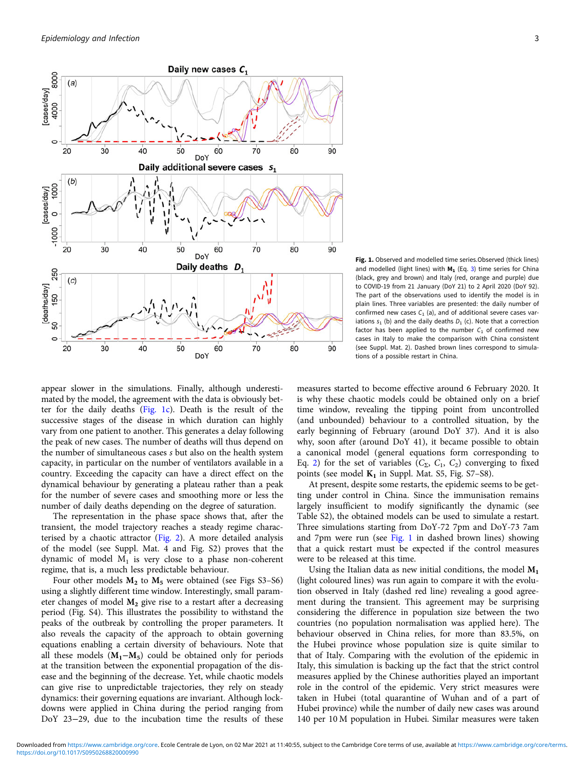Daily new cases $C_1$

(a)

[cases/day]

0 4000 8000

20 30 40 50 60 70 80 90

DoY

Daily additional severe cases $s_1$

(b)

[cases/day]

-1000 0 1000

20 30 40 50 60 70 80 90

DoY

Daily deaths $D_1$

(c)

[deaths/day]

0 50 150 250

20 30 40 50 60 70 80 90

DoY

**Fig. 1.** Observed and modelled time series. Observed (thick lines) and modelled (light lines) with $\mathbf{M_1}$ (Eq. 3) time series for China (black, grey and brown) and Italy (red, orange and purple) due to COVID-19 from 21 January (DoY 21) to 2 April 2020 (DoY 92). The part of the observations used to identify the model is in plain lines. Three variables are presented: the daily number of confirmed new cases $C_1$ (a), and of additional severe cases variations $s_1$ (b) and the daily deaths $D_1$ (c). Note that a correction factor has been applied to the number $C_1$ of confirmed new cases in Italy to make the comparison with China consistent (see Suppl. Mat. 2). Dashed brown lines correspond to simulations of a possible restart in China.

appear slower in the simulations. Finally, although underestimated by the model, the agreement with the data is obviously better for the daily deaths (Fig. 1c). Death is the result of the successive stages of the disease in which duration can highly vary from one patient to another. This generates a delay following the peak of new cases. The number of deaths will thus depend on the number of simultaneous cases $s$ but also on the health system capacity, in particular on the number of ventilators available in a country. Exceeding the capacity can have a direct effect on the dynamical behaviour by generating a plateau rather than a peak for the number of severe cases and smoothing more or less the number of daily deaths depending on the degree of saturation.

The representation in the phase space shows that, after the transient, the model trajectory reaches a steady regime characterised by a chaotic attractor (Fig. 2). A more detailed analysis of the model (see Suppl. Mat. 4 and Fig. S2) proves that the dynamic of model $M_1$ is very close to a phase non-coherent regime, that is, a much less predictable behaviour.

Four other models $\mathbf{M_2}$ to $\mathbf{M_5}$ were obtained (see Figs S3–S6) using a slightly different time window. Interestingly, small parameter changes of model $\mathbf{M_2}$ give rise to a restart after a decreasing period (Fig. S4). This illustrates the possibility to withstand the peaks of the outbreak by controlling the proper parameters. It also reveals the capacity of the approach to obtain governing equations enabling a certain diversity of behaviours. Note that all these models ($\mathbf{M_1}$–$\mathbf{M_5}$) could be obtained only for periods at the transition between the exponential propagation of the disease and the beginning of the decrease. Yet, while chaotic models can give rise to unpredictable trajectories, they rely on steady dynamics: their governing equations are invariant. Although lockdowns were applied in China during the period ranging from DoY 23–29, due to the incubation time the results of these measures started to become effective around 6 February 2020. It is why these chaotic models could be obtained only on a brief time window, revealing the tipping point from uncontrolled (and unbounded) behaviour to a controlled situation, by the early beginning of February (around DoY 37). And it is also why, soon after (around DoY 41), it became possible to obtain a canonical model (general equations form corresponding to Eq. 2) for the set of variables ($C_\Sigma$, $C_1$, $C_2$) converging to fixed points (see model $\mathbf{K_1}$ in Suppl. Mat. S5, Fig. S7–S8).

At present, despite some restarts, the epidemic seems to be getting under control in China. Since the immunisation remains largely insufficient to modify significantly the dynamic (see Table S2), the obtained models can be used to simulate a restart. Three simulations starting from DoY-72 7pm and DoY-73 7am and 7pm were run (see Fig. 1 in dashed brown lines) showing that a quick restart must be expected if the control measures were to be released at this time.

Using the Italian data as new initial conditions, the model $\mathbf{M_1}$ (light coloured lines) was run again to compare it with the evolution observed in Italy (dashed red line) revealing a good agreement during the transient. This agreement may be surprising considering the difference in population size between the two countries (no population normalisation was applied here). The behaviour observed in China relies, for more than 83.5%, on the Hubei province whose population size is quite similar to that of Italy. Comparing with the evolution of the epidemic in Italy, this simulation is backing up the fact that the strict control measures applied by the Chinese authorities played an important role in the control of the epidemic. Very strict measures were taken in Hubei (total quarantine of Wuhan and of a part of Hubei province) while the number of daily new cases was around 140 per 10 M population in Hubei. Similar measures were taken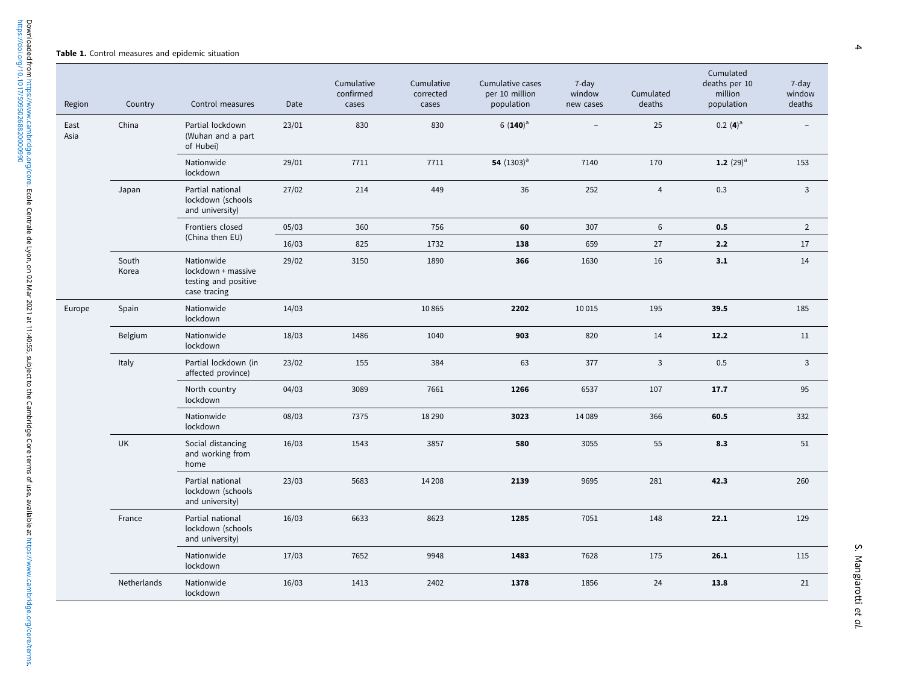**Table 1.** Control measures and epidemic situation

| Region | Country | Control measures | Date | Cumulative confirmed cases | Cumulative corrected cases | Cumulative cases per 10 million population | 7-day window new cases | Cumulated deaths | Cumulated deaths per 10 million population | 7-day window deaths |
|---|---|---|---|---|---|---|---|---|---|---|
| East Asia | China | Partial lockdown (Wuhan and a part of Hubei) | 23/01 | 830 | 830 | 6 (**140**)[a] | – | 25 | 0.2 (**4**)[a] | – |
| | | Nationwide lockdown | 29/01 | 7711 | 7711 | **54** (1303)[a] | 7140 | 170 | **1.2** (29)[a] | 153 |
| | Japan | Partial national lockdown (schools and university) | 27/02 | 214 | 449 | 36 | 252 | 4 | 0.3 | 3 |
| | | Frontiers closed (China then EU) | 05/03 | 360 | 756 | **60** | 307 | 6 | **0.5** | 2 |
| | | | 16/03 | 825 | 1732 | **138** | 659 | 27 | **2.2** | 17 |
| | South Korea | Nationwide lockdown + massive testing and positive case tracing | 29/02 | 3150 | 1890 | **366** | 1630 | 16 | **3.1** | 14 |
| Europe | Spain | Nationwide lockdown | 14/03 | | 10 865 | **2202** | 10 015 | 195 | **39.5** | 185 |
| | Belgium | Nationwide lockdown | 18/03 | 1486 | 1040 | **903** | 820 | 14 | **12.2** | 11 |
| | Italy | Partial lockdown (in affected province) | 23/02 | 155 | 384 | 63 | 377 | 3 | 0.5 | 3 |
| | | North country lockdown | 04/03 | 3089 | 7661 | **1266** | 6537 | 107 | **17.7** | 95 |
| | | Nationwide lockdown | 08/03 | 7375 | 18 290 | **3023** | 14 089 | 366 | **60.5** | 332 |
| | UK | Social distancing and working from home | 16/03 | 1543 | 3857 | **580** | 3055 | 55 | **8.3** | 51 |
| | | Partial national lockdown (schools and university) | 23/03 | 5683 | 14 208 | **2139** | 9695 | 281 | **42.3** | 260 |
| | France | Partial national lockdown (schools and university) | 16/03 | 6633 | 8623 | **1285** | 7051 | 148 | **22.1** | 129 |
| | | Nationwide lockdown | 17/03 | 7652 | 9948 | **1483** | 7628 | 175 | **26.1** | 115 |
| | Netherlands | Nationwide lockdown | 16/03 | 1413 | 2402 | **1378** | 1856 | 24 | **13.8** | 21 |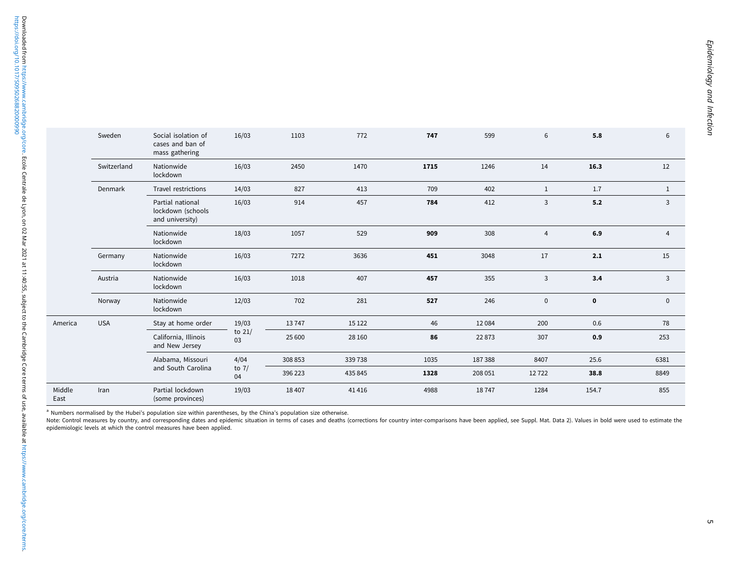| | | | | | | | | | | |
|---|---|---|---|---|---|---|---|---|---|---|
| | Sweden | Social isolation of cases and ban of mass gathering | 16/03 | 1103 | 772 | **747** | 599 | 6 | **5.8** | 6 |
| | Switzerland | Nationwide lockdown | 16/03 | 2450 | 1470 | **1715** | 1246 | 14 | **16.3** | 12 |
| | Denmark | Travel restrictions | 14/03 | 827 | 413 | 709 | 402 | 1 | 1.7 | 1 |
| | | Partial national lockdown (schools and university) | 16/03 | 914 | 457 | **784** | 412 | 3 | **5.2** | 3 |
| | | Nationwide lockdown | 18/03 | 1057 | 529 | **909** | 308 | 4 | **6.9** | 4 |
| | Germany | Nationwide lockdown | 16/03 | 7272 | 3636 | **451** | 3048 | 17 | **2.1** | 15 |
| | Austria | Nationwide lockdown | 16/03 | 1018 | 407 | **457** | 355 | 3 | **3.4** | 3 |
| | Norway | Nationwide lockdown | 12/03 | 702 | 281 | **527** | 246 | 0 | **0** | 0 |
| America | USA | Stay at home order | 19/03 to 21/03 | 13 747 | 15 122 | 46 | 12 084 | 200 | 0.6 | 78 |
| | | California, Illinois and New Jersey | | 25 600 | 28 160 | **86** | 22 873 | 307 | **0.9** | 253 |
| | | Alabama, Missouri and South Carolina | 4/04 to 7/04 | 308 853 | 339 738 | 1035 | 187 388 | 8407 | 25.6 | 6381 |
| | | | | 396 223 | 435 845 | **1328** | 208 051 | 12 722 | **38.8** | 8849 |
| Middle East | Iran | Partial lockdown (some provinces) | 19/03 | 18 407 | 41 416 | 4988 | 18 747 | 1284 | 154.7 | 855 |

[a] Numbers normalised by the Hubei's population size within parentheses, by the China's population size otherwise.

Note: Control measures by country, and corresponding dates and epidemic situation in terms of cases and deaths (corrections for country inter-comparisons have been applied, see Suppl. Mat. Data 2). Values in bold were used to estimate the epidemiologic levels at which the control measures have been applied.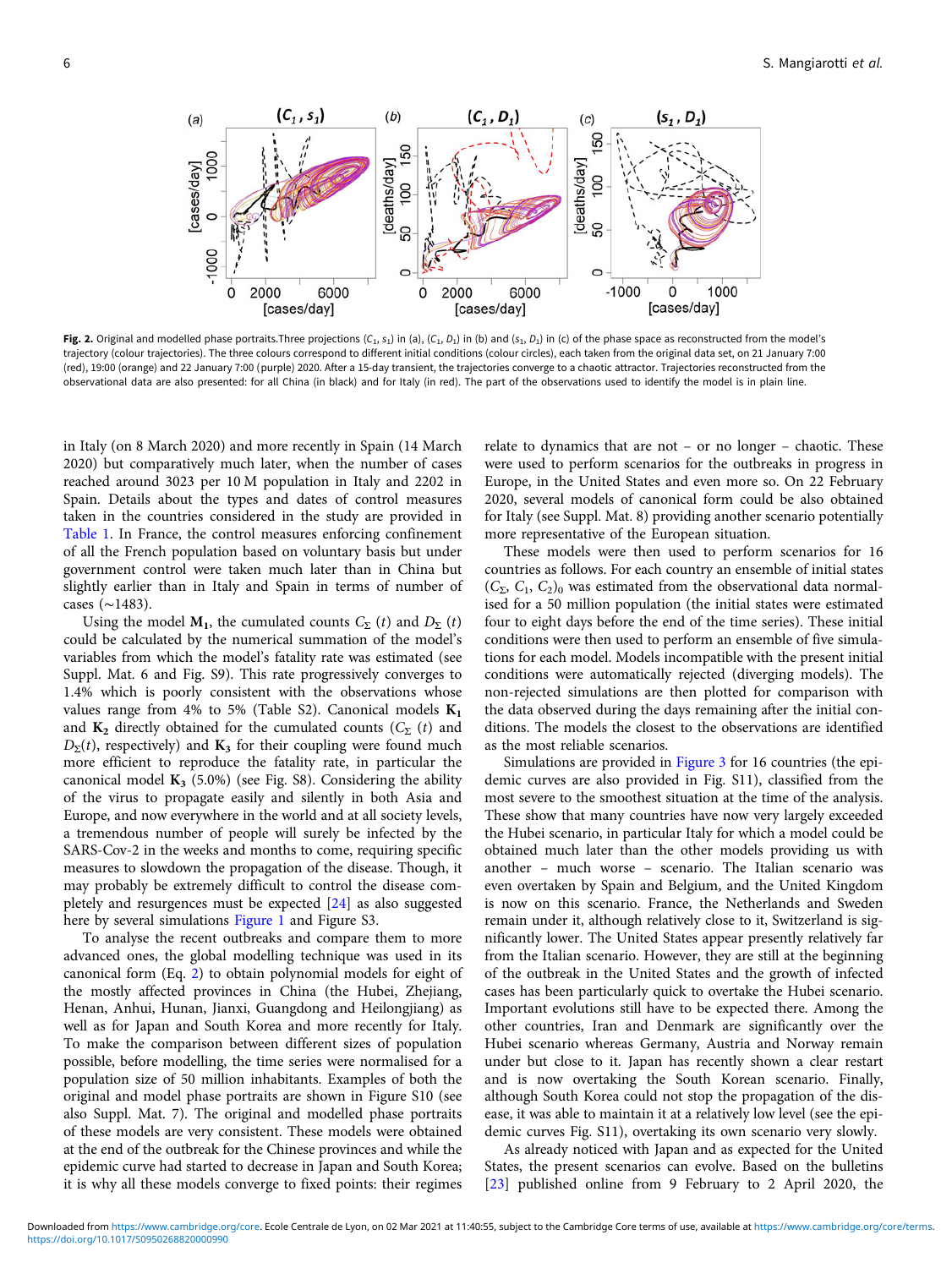(a) $(C_1, s_1)$

[cases/day]

1000

0

-1000

0 2000 6000

[cases/day]

(b) $(C_1, D_1)$

[deaths/day]

150

100

50

0

0 2000 6000

[cases/day]

(c) $(s_1, D_1)$

[deaths/day]

150

100

50

0

-1000 0 1000

[cases/day]

**Fig. 2.** Original and modelled phase portraits.Three projections $(C_1, s_1)$ in (a), $(C_1, D_1)$ in (b) and $(s_1, D_1)$ in (c) of the phase space as reconstructed from the model's trajectory (colour trajectories). The three colours correspond to different initial conditions (colour circles), each taken from the original data set, on 21 January 7:00 (red), 19:00 (orange) and 22 January 7:00 (purple) 2020. After a 15-day transient, the trajectories converge to a chaotic attractor. Trajectories reconstructed from the observational data are also presented: for all China (in black) and for Italy (in red). The part of the observations used to identify the model is in plain line.

in Italy (on 8 March 2020) and more recently in Spain (14 March 2020) but comparatively much later, when the number of cases reached around 3023 per 10 M population in Italy and 2202 in Spain. Details about the types and dates of control measures taken in the countries considered in the study are provided in Table 1. In France, the control measures enforcing confinement of all the French population based on voluntary basis but under government control were taken much later than in China but slightly earlier than in Italy and Spain in terms of number of cases (~1483).

Using the model $\mathbf{M_1}$, the cumulated counts $C_\Sigma(t)$ and $D_\Sigma(t)$ could be calculated by the numerical summation of the model's variables from which the model's fatality rate was estimated (see Suppl. Mat. 6 and Fig. S9). This rate progressively converges to 1.4% which is poorly consistent with the observations whose values range from 4% to 5% (Table S2). Canonical models $\mathbf{K_1}$ and $\mathbf{K_2}$ directly obtained for the cumulated counts ($C_\Sigma(t)$ and $D_\Sigma(t)$, respectively) and $\mathbf{K_3}$ for their coupling were found much more efficient to reproduce the fatality rate, in particular the canonical model $\mathbf{K_3}$ (5.0%) (see Fig. S8). Considering the ability of the virus to propagate easily and silently in both Asia and Europe, and now everywhere in the world and at all society levels, a tremendous number of people will surely be infected by the SARS-Cov-2 in the weeks and months to come, requiring specific measures to slowdown the propagation of the disease. Though, it may probably be extremely difficult to control the disease completely and resurgences must be expected [24] as also suggested here by several simulations Figure 1 and Figure S3.

To analyse the recent outbreaks and compare them to more advanced ones, the global modelling technique was used in its canonical form (Eq. 2) to obtain polynomial models for eight of the mostly affected provinces in China (the Hubei, Zhejiang, Henan, Anhui, Hunan, Jianxi, Guangdong and Heilongjiang) as well as for Japan and South Korea and more recently for Italy. To make the comparison between different sizes of population possible, before modelling, the time series were normalised for a population size of 50 million inhabitants. Examples of both the original and model phase portraits are shown in Figure S10 (see also Suppl. Mat. 7). The original and modelled phase portraits of these models are very consistent. These models were obtained at the end of the outbreak for the Chinese provinces and while the epidemic curve had started to decrease in Japan and South Korea; it is why all these models converge to fixed points: their regimes relate to dynamics that are not – or no longer – chaotic. These were used to perform scenarios for the outbreaks in progress in Europe, in the United States and even more so. On 22 February 2020, several models of canonical form could be also obtained for Italy (see Suppl. Mat. 8) providing another scenario potentially more representative of the European situation.

These models were then used to perform scenarios for 16 countries as follows. For each country an ensemble of initial states $(C_\Sigma, C_1, C_2)_0$ was estimated from the observational data normalised for a 50 million population (the initial states were estimated four to eight days before the end of the time series). These initial conditions were then used to perform an ensemble of five simulations for each model. Models incompatible with the present initial conditions were automatically rejected (diverging models). The non-rejected simulations are then plotted for comparison with the data observed during the days remaining after the initial conditions. The models the closest to the observations are identified as the most reliable scenarios.

Simulations are provided in Figure 3 for 16 countries (the epidemic curves are also provided in Fig. S11), classified from the most severe to the smoothest situation at the time of the analysis. These show that many countries have now very largely exceeded the Hubei scenario, in particular Italy for which a model could be obtained much later than the other models providing us with another – much worse – scenario. The Italian scenario was even overtaken by Spain and Belgium, and the United Kingdom is now on this scenario. France, the Netherlands and Sweden remain under it, although relatively close to it, Switzerland is significantly lower. The United States appear presently relatively far from the Italian scenario. However, they are still at the beginning of the outbreak in the United States and the growth of infected cases has been particularly quick to overtake the Hubei scenario. Important evolutions still have to be expected there. Among the other countries, Iran and Denmark are significantly over the Hubei scenario whereas Germany, Austria and Norway remain under but close to it. Japan has recently shown a clear restart and is now overtaking the South Korean scenario. Finally, although South Korea could not stop the propagation of the disease, it was able to maintain it at a relatively low level (see the epidemic curves Fig. S11), overtaking its own scenario very slowly.

As already noticed with Japan and as expected for the United States, the present scenarios can evolve. Based on the bulletins [23] published online from 9 February to 2 April 2020, the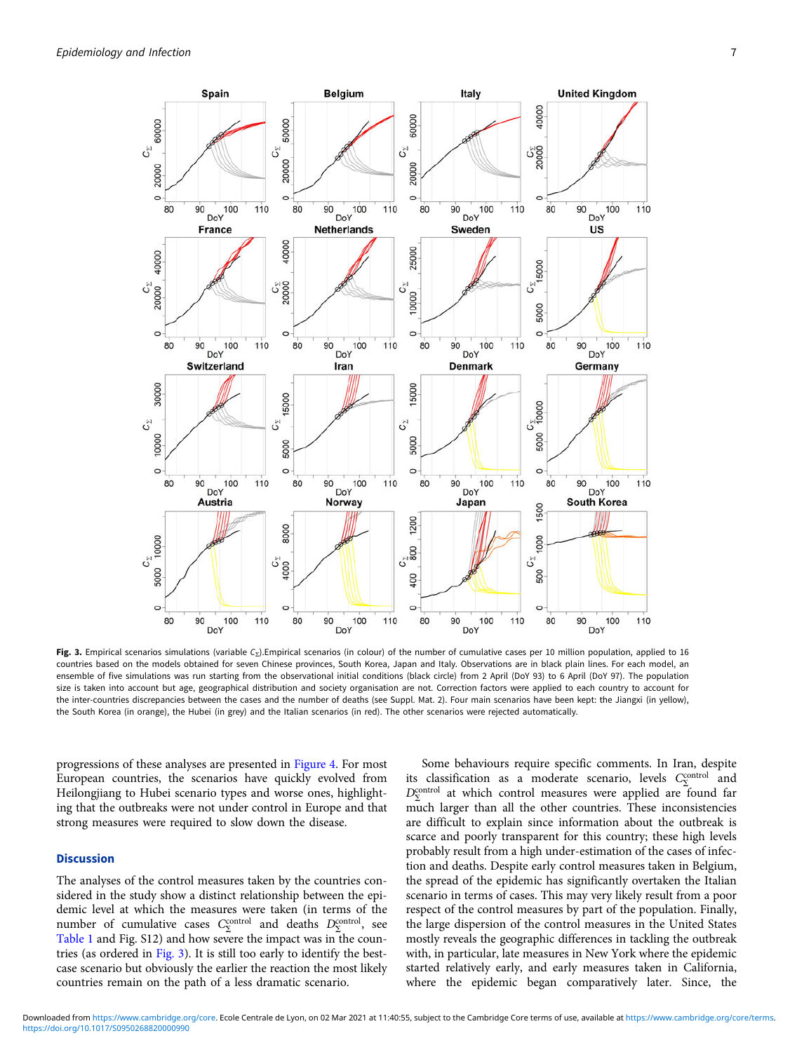Spain
Belgium
Italy
United Kingdom
France
Netherlands
Sweden
US
Switzerland
Iran
Denmark
Germany
Austria
Norway
Japan
South Korea

$C_\Sigma$

DoY

80 90 100 110

**Fig. 3.** Empirical scenarios simulations (variable $C_\Sigma$).Empirical scenarios (in colour) of the number of cumulative cases per 10 million population, applied to 16 countries based on the models obtained for seven Chinese provinces, South Korea, Japan and Italy. Observations are in black plain lines. For each model, an ensemble of five simulations was run starting from the observational initial conditions (black circle) from 2 April (DoY 93) to 6 April (DoY 97). The population size is taken into account but age, geographical distribution and society organisation are not. Correction factors were applied to each country to account for the inter-countries discrepancies between the cases and the number of deaths (see Suppl. Mat. 2). Four main scenarios have been kept: the Jiangxi (in yellow), the South Korea (in orange), the Hubei (in grey) and the Italian scenarios (in red). The other scenarios were rejected automatically.

progressions of these analyses are presented in Figure 4. For most European countries, the scenarios have quickly evolved from Heilongjiang to Hubei scenario types and worse ones, highlighting that the outbreaks were not under control in Europe and that strong measures were required to slow down the disease.

## Discussion

The analyses of the control measures taken by the countries considered in the study show a distinct relationship between the epidemic level at which the measures were taken (in terms of the number of cumulative cases $C_\Sigma^{\mathrm{control}}$ and deaths $D_\Sigma^{\mathrm{control}}$, see Table 1 and Fig. S12) and how severe the impact was in the countries (as ordered in Fig. 3). It is still too early to identify the best-case scenario but obviously the earlier the reaction the most likely countries remain on the path of a less dramatic scenario.

Some behaviours require specific comments. In Iran, despite its classification as a moderate scenario, levels $C_\Sigma^{\mathrm{control}}$ and $D_\Sigma^{\mathrm{control}}$ at which control measures were applied are found far much larger than all the other countries. These inconsistencies are difficult to explain since information about the outbreak is scarce and poorly transparent for this country; these high levels probably result from a high under-estimation of the cases of infection and deaths. Despite early control measures taken in Belgium, the spread of the epidemic has significantly overtaken the Italian scenario in terms of cases. This may very likely result from a poor respect of the control measures by part of the population. Finally, the large dispersion of the control measures in the United States mostly reveals the geographic differences in tackling the outbreak with, in particular, late measures in New York where the epidemic started relatively early, and early measures taken in California, where the epidemic began comparatively later. Since, the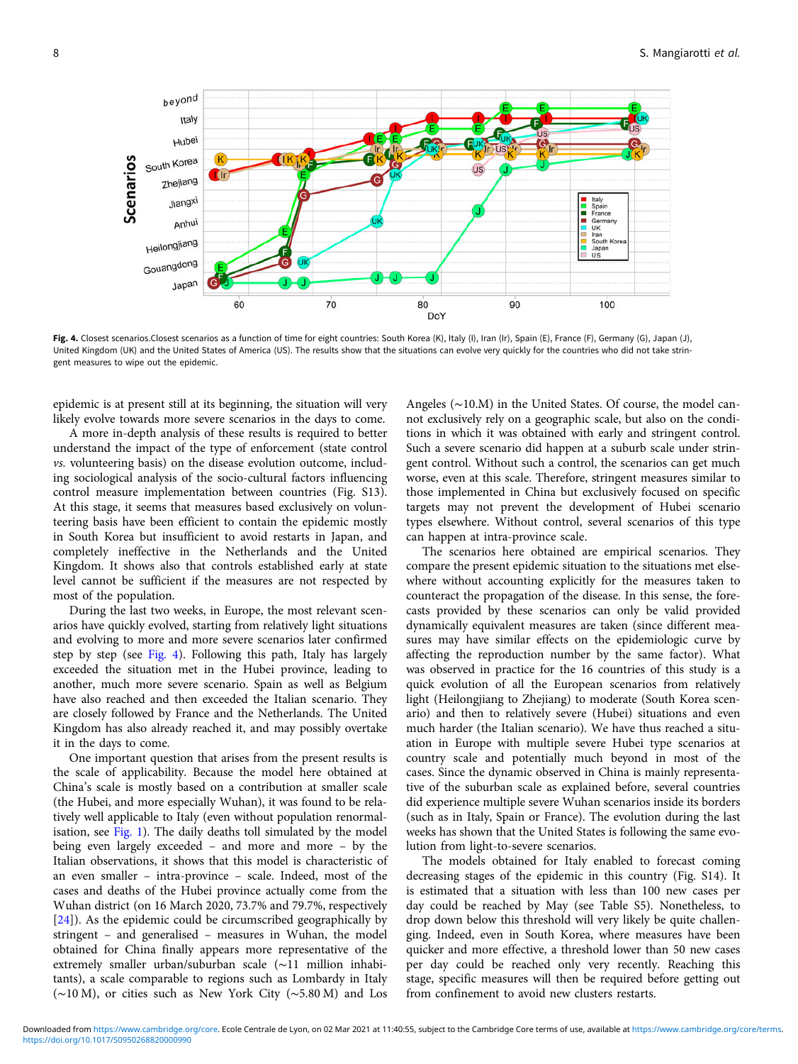Scenarios

beyond

Italy

Hubei

South Korea

Zhejiang

Jiangxi

Anhui

Heilongjiang

Gouangdong

Japan

60

70

80

90

100

DoY

Italy
Spain
France
Germany
UK
Iran
South Korea
Japan
US

**Fig. 4.** Closest scenarios.Closest scenarios as a function of time for eight countries: South Korea (K), Italy (I), Iran (Ir), Spain (E), France (F), Germany (G), Japan (J), United Kingdom (UK) and the United States of America (US). The results show that the situations can evolve very quickly for the countries who did not take stringent measures to wipe out the epidemic.

epidemic is at present still at its beginning, the situation will very likely evolve towards more severe scenarios in the days to come.

A more in-depth analysis of these results is required to better understand the impact of the type of enforcement (state control *vs.* volunteering basis) on the disease evolution outcome, including sociological analysis of the socio-cultural factors influencing control measure implementation between countries (Fig. S13). At this stage, it seems that measures based exclusively on volunteering basis have been efficient to contain the epidemic mostly in South Korea but insufficient to avoid restarts in Japan, and completely ineffective in the Netherlands and the United Kingdom. It shows also that controls established early at state level cannot be sufficient if the measures are not respected by most of the population.

During the last two weeks, in Europe, the most relevant scenarios have quickly evolved, starting from relatively light situations and evolving to more and more severe scenarios later confirmed step by step (see Fig. 4). Following this path, Italy has largely exceeded the situation met in the Hubei province, leading to another, much more severe scenario. Spain as well as Belgium have also reached and then exceeded the Italian scenario. They are closely followed by France and the Netherlands. The United Kingdom has also already reached it, and may possibly overtake it in the days to come.

One important question that arises from the present results is the scale of applicability. Because the model here obtained at China's scale is mostly based on a contribution at smaller scale (the Hubei, and more especially Wuhan), it was found to be relatively well applicable to Italy (even without population renormalisation, see Fig. 1). The daily deaths toll simulated by the model being even largely exceeded – and more and more – by the Italian observations, it shows that this model is characteristic of an even smaller – intra-province – scale. Indeed, most of the cases and deaths of the Hubei province actually come from the Wuhan district (on 16 March 2020, 73.7% and 79.7%, respectively [24]). As the epidemic could be circumscribed geographically by stringent – and generalised – measures in Wuhan, the model obtained for China finally appears more representative of the extremely smaller urban/suburban scale (~11 million inhabitants), a scale comparable to regions such as Lombardy in Italy (~10 M), or cities such as New York City (~5.80 M) and Los Angeles (~10.M) in the United States. Of course, the model cannot exclusively rely on a geographic scale, but also on the conditions in which it was obtained with early and stringent control. Such a severe scenario did happen at a suburb scale under stringent control. Without such a control, the scenarios can get much worse, even at this scale. Therefore, stringent measures similar to those implemented in China but exclusively focused on specific targets may not prevent the development of Hubei scenario types elsewhere. Without control, several scenarios of this type can happen at intra-province scale.

The scenarios here obtained are empirical scenarios. They compare the present epidemic situation to the situations met elsewhere without accounting explicitly for the measures taken to counteract the propagation of the disease. In this sense, the forecasts provided by these scenarios can only be valid provided dynamically equivalent measures are taken (since different measures may have similar effects on the epidemiologic curve by affecting the reproduction number by the same factor). What was observed in practice for the 16 countries of this study is a quick evolution of all the European scenarios from relatively light (Heilongjiang to Zhejiang) to moderate (South Korea scenario) and then to relatively severe (Hubei) situations and even much harder (the Italian scenario). We have thus reached a situation in Europe with multiple severe Hubei type scenarios at country scale and potentially much beyond in most of the cases. Since the dynamic observed in China is mainly representative of the suburban scale as explained before, several countries did experience multiple severe Wuhan scenarios inside its borders (such as in Italy, Spain or France). The evolution during the last weeks has shown that the United States is following the same evolution from light-to-severe scenarios.

The models obtained for Italy enabled to forecast coming decreasing stages of the epidemic in this country (Fig. S14). It is estimated that a situation with less than 100 new cases per day could be reached by May (see Table S5). Nonetheless, to drop down below this threshold will very likely be quite challenging. Indeed, even in South Korea, where measures have been quicker and more effective, a threshold lower than 50 new cases per day could be reached only very recently. Reaching this stage, specific measures will then be required before getting out from confinement to avoid new clusters restarts.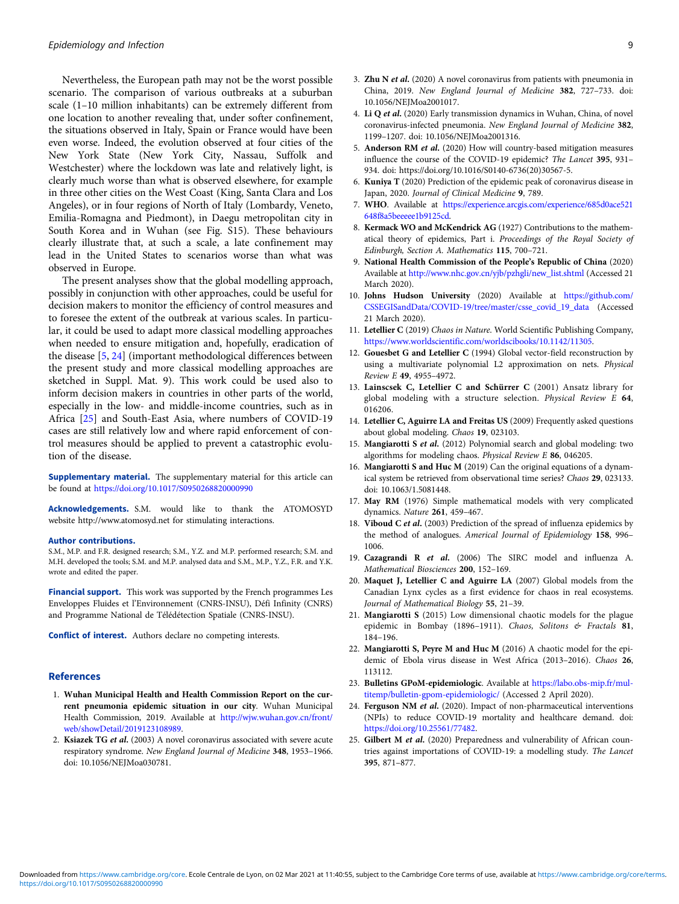Nevertheless, the European path may not be the worst possible scenario. The comparison of various outbreaks at a suburban scale (1–10 million inhabitants) can be extremely different from one location to another revealing that, under softer confinement, the situations observed in Italy, Spain or France would have been even worse. Indeed, the evolution observed at four cities of the New York State (New York City, Nassau, Suffolk and Westchester) where the lockdown was late and relatively light, is clearly much worse than what is observed elsewhere, for example in three other cities on the West Coast (King, Santa Clara and Los Angeles), or in four regions of North of Italy (Lombardy, Veneto, Emilia-Romagna and Piedmont), in Daegu metropolitan city in South Korea and in Wuhan (see Fig. S15). These behaviours clearly illustrate that, at such a scale, a late confinement may lead in the United States to scenarios worse than what was observed in Europe.

The present analyses show that the global modelling approach, possibly in conjunction with other approaches, could be useful for decision makers to monitor the efficiency of control measures and to foresee the extent of the outbreak at various scales. In particular, it could be used to adapt more classical modelling approaches when needed to ensure mitigation and, hopefully, eradication of the disease [5, 24] (important methodological differences between the present study and more classical modelling approaches are sketched in Suppl. Mat. 9). This work could be used also to inform decision makers in countries in other parts of the world, especially in the low- and middle-income countries, such as in Africa [25] and South-East Asia, where numbers of COVID-19 cases are still relatively low and where rapid enforcement of control measures should be applied to prevent a catastrophic evolution of the disease.

**Supplementary material.** The supplementary material for this article can be found at https://doi.org/10.1017/S0950268820000990

**Acknowledgements.** S.M. would like to thank the ATOMOSYD website http://www.atomosyd.net for stimulating interactions.

**Author contributions.**

S.M., M.P. and F.R. designed research; S.M., Y.Z. and M.P. performed research; S.M. and M.H. developed the tools; S.M. and M.P. analysed data and S.M., M.P., Y.Z., F.R. and Y.K. wrote and edited the paper.

**Financial support.** This work was supported by the French programmes Les Enveloppes Fluides et l'Environnement (CNRS-INSU), Défi Infinity (CNRS) and Programme National de Télédétection Spatiale (CNRS-INSU).

**Conflict of interest.** Authors declare no competing interests.

## References

1. **Wuhan Municipal Health and Health Commission Report on the current pneumonia epidemic situation in our city**. Wuhan Municipal Health Commission, 2019. Available at http://wjw.wuhan.gov.cn/front/web/showDetail/2019123108989.
2. **Ksiazek TG *et al.*** (2003) A novel coronavirus associated with severe acute respiratory syndrome. *New England Journal of Medicine* **348**, 1953–1966. doi: 10.1056/NEJMoa030781.
3. **Zhu N *et al.*** (2020) A novel coronavirus from patients with pneumonia in China, 2019. *New England Journal of Medicine* **382**, 727–733. doi: 10.1056/NEJMoa2001017.
4. **Li Q *et al.*** (2020) Early transmission dynamics in Wuhan, China, of novel coronavirus-infected pneumonia. *New England Journal of Medicine* **382**, 1199–1207. doi: 10.1056/NEJMoa2001316.
5. **Anderson RM *et al.*** (2020) How will country-based mitigation measures influence the course of the COVID-19 epidemic? *The Lancet* **395**, 931–934. doi: https://doi.org/10.1016/S0140-6736(20)30567-5.
6. **Kuniya T** (2020) Prediction of the epidemic peak of coronavirus disease in Japan, 2020. *Journal of Clinical Medicine* **9**, 789.
7. **WHO**. Available at https://experience.arcgis.com/experience/685d0ace521648f8a5beeeee1b9125cd.
8. **Kermack WO and McKendrick AG** (1927) Contributions to the mathematical theory of epidemics, Part i. *Proceedings of the Royal Society of Edinburgh, Section A. Mathematics* **115**, 700–721.
9. **National Health Commission of the People's Republic of China** (2020) Available at http://www.nhc.gov.cn/yjb/pzhgli/new_list.shtml (Accessed 21 March 2020).
10. **Johns Hudson University** (2020) Available at https://github.com/CSSEGISandData/COVID-19/tree/master/csse_covid_19_data (Accessed 21 March 2020).
11. **Letellier C** (2019) *Chaos in Nature*. World Scientific Publishing Company, https://www.worldscientific.com/worldscibooks/10.1142/11305.
12. **Gouesbet G and Letellier C** (1994) Global vector-field reconstruction by using a multivariate polynomial L2 approximation on nets. *Physical Review E* **49**, 4955–4972.
13. **Lainscsek C, Letellier C and Schürrer C** (2001) Ansatz library for global modeling with a structure selection. *Physical Review E* **64**, 016206.
14. **Letellier C, Aguirre LA and Freitas US** (2009) Frequently asked questions about global modeling. *Chaos* **19**, 023103.
15. **Mangiarotti S *et al.*** (2012) Polynomial search and global modeling: two algorithms for modeling chaos. *Physical Review E* **86**, 046205.
16. **Mangiarotti S and Huc M** (2019) Can the original equations of a dynamical system be retrieved from observational time series? *Chaos* **29**, 023133. doi: 10.1063/1.5081448.
17. **May RM** (1976) Simple mathematical models with very complicated dynamics. *Nature* **261**, 459–467.
18. **Viboud C *et al.*** (2003) Prediction of the spread of influenza epidemics by the method of analogues. *Americal Journal of Epidemiology* **158**, 996–1006.
19. **Cazagrandi R *et al.*** (2006) The SIRC model and influenza A. *Mathematical Biosciences* **200**, 152–169.
20. **Maquet J, Letellier C and Aguirre LA** (2007) Global models from the Canadian Lynx cycles as a first evidence for chaos in real ecosystems. *Journal of Mathematical Biology* **55**, 21–39.
21. **Mangiarotti S** (2015) Low dimensional chaotic models for the plague epidemic in Bombay (1896–1911). *Chaos, Solitons & Fractals* **81**, 184–196.
22. **Mangiarotti S, Peyre M and Huc M** (2016) A chaotic model for the epidemic of Ebola virus disease in West Africa (2013–2016). *Chaos* **26**, 113112.
23. **Bulletins GPoM-epidemiologic**. Available at https://labo.obs-mip.fr/multitemp/bulletin-gpom-epidemiologic/ (Accessed 2 April 2020).
24. **Ferguson NM *et al.*** (2020). Impact of non-pharmaceutical interventions (NPIs) to reduce COVID-19 mortality and healthcare demand. doi: https://doi.org/10.25561/77482.
25. **Gilbert M *et al.*** (2020) Preparedness and vulnerability of African countries against importations of COVID-19: a modelling study. *The Lancet* **395**, 871–877.